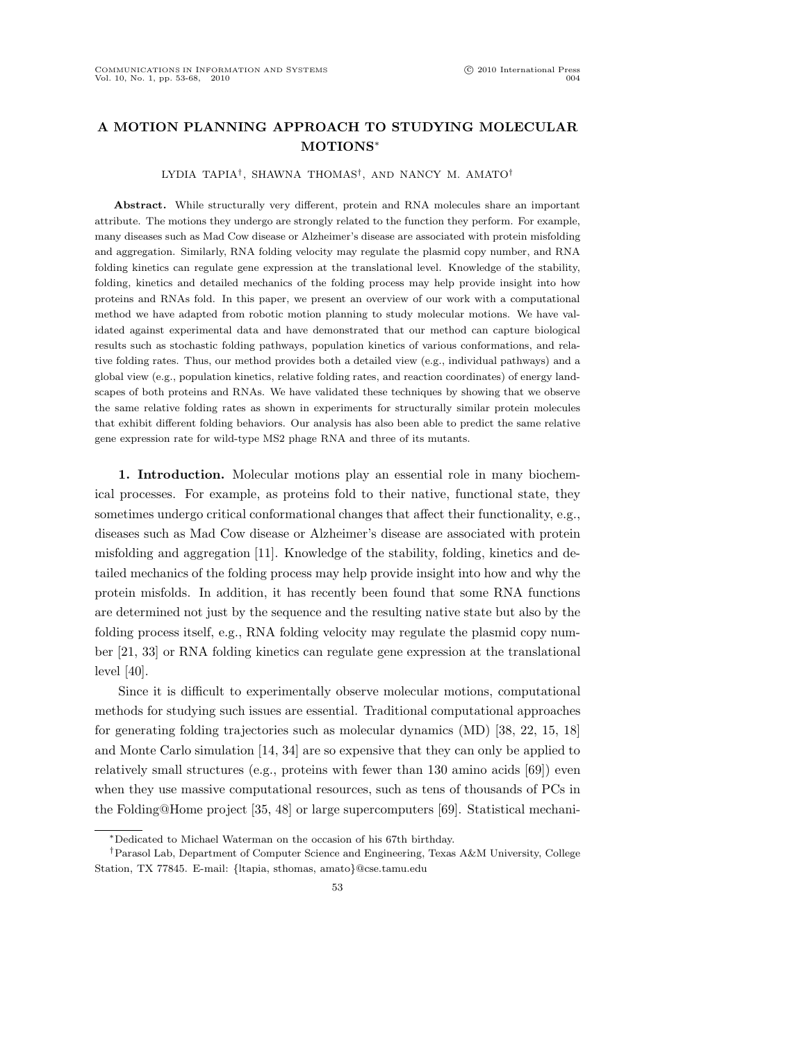# A MOTION PLANNING APPROACH TO STUDYING MOLECULAR MOTIONS*

LYDIA TAPIA†, SHAWNA THOMAS†, AND NANCY M. AMATO†

**Abstract.** While structurally very different, protein and RNA molecules share an important attribute. The motions they undergo are strongly related to the function they perform. For example, many diseases such as Mad Cow disease or Alzheimer's disease are associated with protein misfolding and aggregation. Similarly, RNA folding velocity may regulate the plasmid copy number, and RNA folding kinetics can regulate gene expression at the translational level. Knowledge of the stability, folding, kinetics and detailed mechanics of the folding process may help provide insight into how proteins and RNAs fold. In this paper, we present an overview of our work with a computational method we have adapted from robotic motion planning to study molecular motions. We have validated against experimental data and have demonstrated that our method can capture biological results such as stochastic folding pathways, population kinetics of various conformations, and relative folding rates. Thus, our method provides both a detailed view (e.g., individual pathways) and a global view (e.g., population kinetics, relative folding rates, and reaction coordinates) of energy landscapes of both proteins and RNAs. We have validated these techniques by showing that we observe the same relative folding rates as shown in experiments for structurally similar protein molecules that exhibit different folding behaviors. Our analysis has also been able to predict the same relative gene expression rate for wild-type MS2 phage RNA and three of its mutants.

**1. Introduction.** Molecular motions play an essential role in many biochemical processes. For example, as proteins fold to their native, functional state, they sometimes undergo critical conformational changes that affect their functionality, e.g., diseases such as Mad Cow disease or Alzheimer's disease are associated with protein misfolding and aggregation [11]. Knowledge of the stability, folding, kinetics and detailed mechanics of the folding process may help provide insight into how and why the protein misfolds. In addition, it has recently been found that some RNA functions are determined not just by the sequence and the resulting native state but also by the folding process itself, e.g., RNA folding velocity may regulate the plasmid copy number [21, 33] or RNA folding kinetics can regulate gene expression at the translational level [40].

Since it is difficult to experimentally observe molecular motions, computational methods for studying such issues are essential. Traditional computational approaches for generating folding trajectories such as molecular dynamics (MD) [38, 22, 15, 18] and Monte Carlo simulation [14, 34] are so expensive that they can only be applied to relatively small structures (e.g., proteins with fewer than 130 amino acids [69]) even when they use massive computational resources, such as tens of thousands of PCs in the Folding@Home project [35, 48] or large supercomputers [69]. Statistical mechani-

---

*Dedicated to Michael Waterman on the occasion of his 67th birthday.

†Parasol Lab, Department of Computer Science and Engineering, Texas A&M University, College Station, TX 77845. E-mail: {ltapia, sthomas, amato}@cse.tamu.edu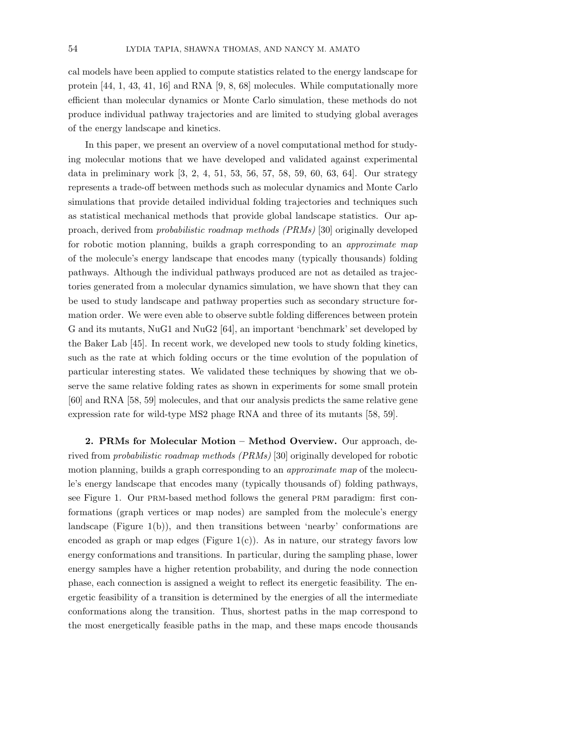cal models have been applied to compute statistics related to the energy landscape for protein [44, 1, 43, 41, 16] and RNA [9, 8, 68] molecules. While computationally more efficient than molecular dynamics or Monte Carlo simulation, these methods do not produce individual pathway trajectories and are limited to studying global averages of the energy landscape and kinetics.

In this paper, we present an overview of a novel computational method for studying molecular motions that we have developed and validated against experimental data in preliminary work [3, 2, 4, 51, 53, 56, 57, 58, 59, 60, 63, 64]. Our strategy represents a trade-off between methods such as molecular dynamics and Monte Carlo simulations that provide detailed individual folding trajectories and techniques such as statistical mechanical methods that provide global landscape statistics. Our approach, derived from *probabilistic roadmap methods (PRMs)* [30] originally developed for robotic motion planning, builds a graph corresponding to an *approximate map* of the molecule's energy landscape that encodes many (typically thousands) folding pathways. Although the individual pathways produced are not as detailed as trajectories generated from a molecular dynamics simulation, we have shown that they can be used to study landscape and pathway properties such as secondary structure formation order. We were even able to observe subtle folding differences between protein G and its mutants, NuG1 and NuG2 [64], an important 'benchmark' set developed by the Baker Lab [45]. In recent work, we developed new tools to study folding kinetics, such as the rate at which folding occurs or the time evolution of the population of particular interesting states. We validated these techniques by showing that we observe the same relative folding rates as shown in experiments for some small protein [60] and RNA [58, 59] molecules, and that our analysis predicts the same relative gene expression rate for wild-type MS2 phage RNA and three of its mutants [58, 59].

## 2. PRMs for Molecular Motion – Method Overview.

Our approach, derived from *probabilistic roadmap methods (PRMs)* [30] originally developed for robotic motion planning, builds a graph corresponding to an *approximate map* of the molecule's energy landscape that encodes many (typically thousands of) folding pathways, see Figure 1. Our PRM-based method follows the general PRM paradigm: first conformations (graph vertices or map nodes) are sampled from the molecule's energy landscape (Figure 1(b)), and then transitions between 'nearby' conformations are encoded as graph or map edges (Figure 1(c)). As in nature, our strategy favors low energy conformations and transitions. In particular, during the sampling phase, lower energy samples have a higher retention probability, and during the node connection phase, each connection is assigned a weight to reflect its energetic feasibility. The energetic feasibility of a transition is determined by the energies of all the intermediate conformations along the transition. Thus, shortest paths in the map correspond to the most energetically feasible paths in the map, and these maps encode thousands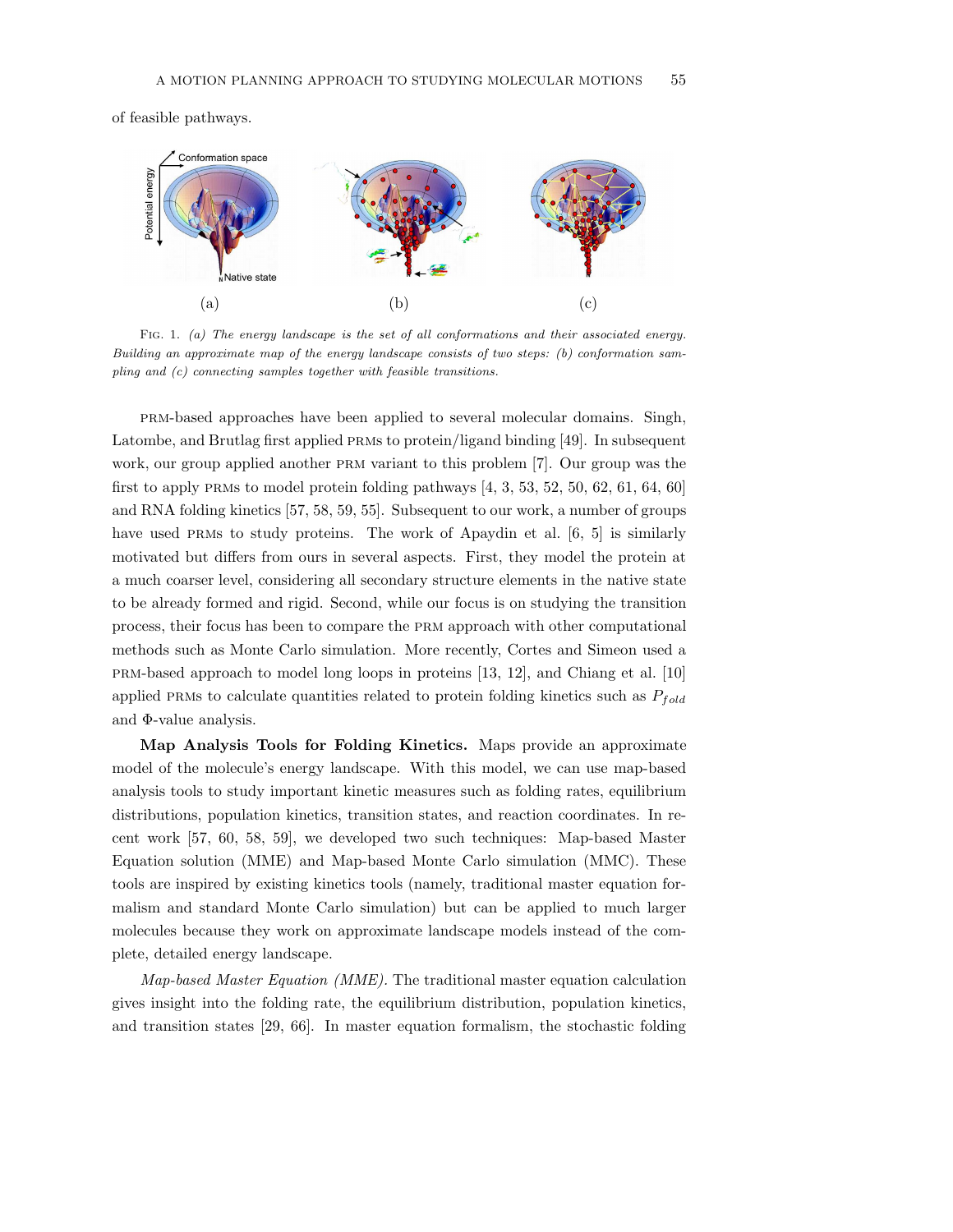of feasible pathways.

Fig. 1. *(a) The energy landscape is the set of all conformations and their associated energy. Building an approximate map of the energy landscape consists of two steps: (b) conformation sampling and (c) connecting samples together with feasible transitions.*

PRM-based approaches have been applied to several molecular domains. Singh, Latombe, and Brutlag first applied PRMs to protein/ligand binding [49]. In subsequent work, our group applied another PRM variant to this problem [7]. Our group was the first to apply PRMs to model protein folding pathways [4, 3, 53, 52, 50, 62, 61, 64, 60] and RNA folding kinetics [57, 58, 59, 55]. Subsequent to our work, a number of groups have used PRMs to study proteins. The work of Apaydin et al. [6, 5] is similarly motivated but differs from ours in several aspects. First, they model the protein at a much coarser level, considering all secondary structure elements in the native state to be already formed and rigid. Second, while our focus is on studying the transition process, their focus has been to compare the PRM approach with other computational methods such as Monte Carlo simulation. More recently, Cortes and Simeon used a PRM-based approach to model long loops in proteins [13, 12], and Chiang et al. [10] applied PRMs to calculate quantities related to protein folding kinetics such as $P_{fold}$ and $\Phi$-value analysis.

**Map Analysis Tools for Folding Kinetics.** Maps provide an approximate model of the molecule's energy landscape. With this model, we can use map-based analysis tools to study important kinetic measures such as folding rates, equilibrium distributions, population kinetics, transition states, and reaction coordinates. In recent work [57, 60, 58, 59], we developed two such techniques: Map-based Master Equation solution (MME) and Map-based Monte Carlo simulation (MMC). These tools are inspired by existing kinetics tools (namely, traditional master equation formalism and standard Monte Carlo simulation) but can be applied to much larger molecules because they work on approximate landscape models instead of the complete, detailed energy landscape.

*Map-based Master Equation (MME).* The traditional master equation calculation gives insight into the folding rate, the equilibrium distribution, population kinetics, and transition states [29, 66]. In master equation formalism, the stochastic folding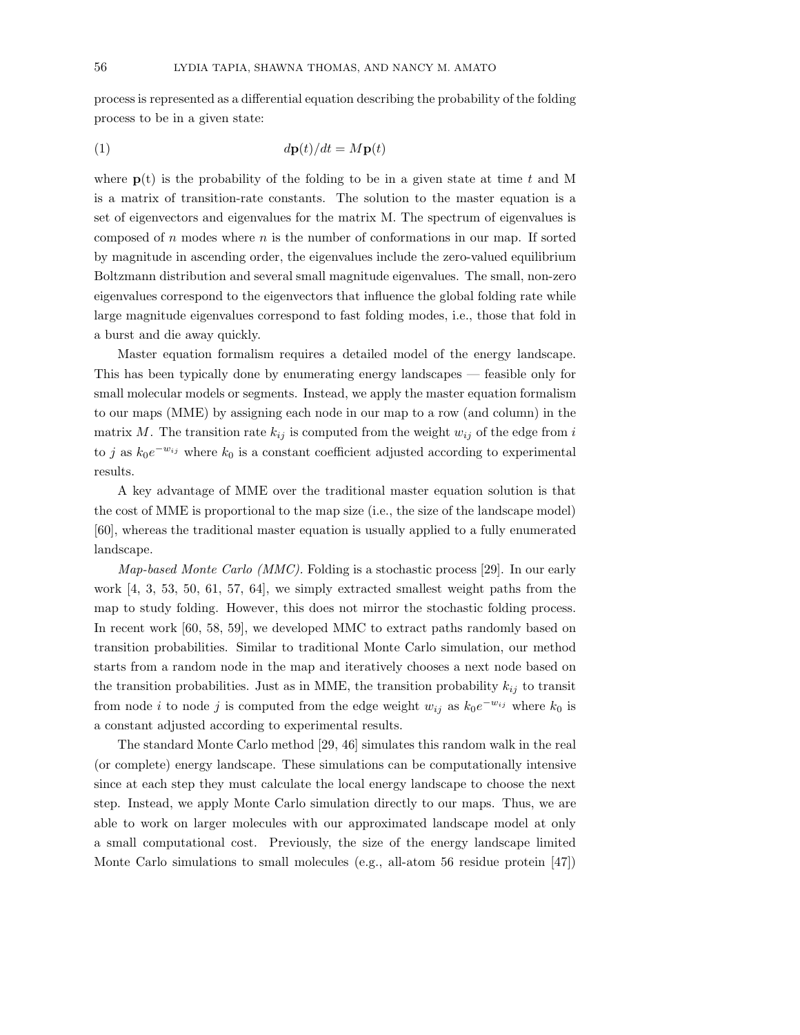process is represented as a differential equation describing the probability of the folding process to be in a given state:

$$d\mathbf{p}(t)/dt = M\mathbf{p}(t) \tag{1}$$

where $\mathbf{p}$(t) is the probability of the folding to be in a given state at time $t$ and M is a matrix of transition-rate constants. The solution to the master equation is a set of eigenvectors and eigenvalues for the matrix M. The spectrum of eigenvalues is composed of $n$ modes where $n$ is the number of conformations in our map. If sorted by magnitude in ascending order, the eigenvalues include the zero-valued equilibrium Boltzmann distribution and several small magnitude eigenvalues. The small, non-zero eigenvalues correspond to the eigenvectors that influence the global folding rate while large magnitude eigenvalues correspond to fast folding modes, i.e., those that fold in a burst and die away quickly.

Master equation formalism requires a detailed model of the energy landscape. This has been typically done by enumerating energy landscapes — feasible only for small molecular models or segments. Instead, we apply the master equation formalism to our maps (MME) by assigning each node in our map to a row (and column) in the matrix $M$. The transition rate $k_{ij}$ is computed from the weight $w_{ij}$ of the edge from $i$ to $j$ as $k_0 e^{-w_{ij}}$ where $k_0$ is a constant coefficient adjusted according to experimental results.

A key advantage of MME over the traditional master equation solution is that the cost of MME is proportional to the map size (i.e., the size of the landscape model) [60], whereas the traditional master equation is usually applied to a fully enumerated landscape.

*Map-based Monte Carlo (MMC).* Folding is a stochastic process [29]. In our early work [4, 3, 53, 50, 61, 57, 64], we simply extracted smallest weight paths from the map to study folding. However, this does not mirror the stochastic folding process. In recent work [60, 58, 59], we developed MMC to extract paths randomly based on transition probabilities. Similar to traditional Monte Carlo simulation, our method starts from a random node in the map and iteratively chooses a next node based on the transition probabilities. Just as in MME, the transition probability $k_{ij}$ to transit from node $i$ to node $j$ is computed from the edge weight $w_{ij}$ as $k_0 e^{-w_{ij}}$ where $k_0$ is a constant adjusted according to experimental results.

The standard Monte Carlo method [29, 46] simulates this random walk in the real (or complete) energy landscape. These simulations can be computationally intensive since at each step they must calculate the local energy landscape to choose the next step. Instead, we apply Monte Carlo simulation directly to our maps. Thus, we are able to work on larger molecules with our approximated landscape model at only a small computational cost. Previously, the size of the energy landscape limited Monte Carlo simulations to small molecules (e.g., all-atom 56 residue protein [47])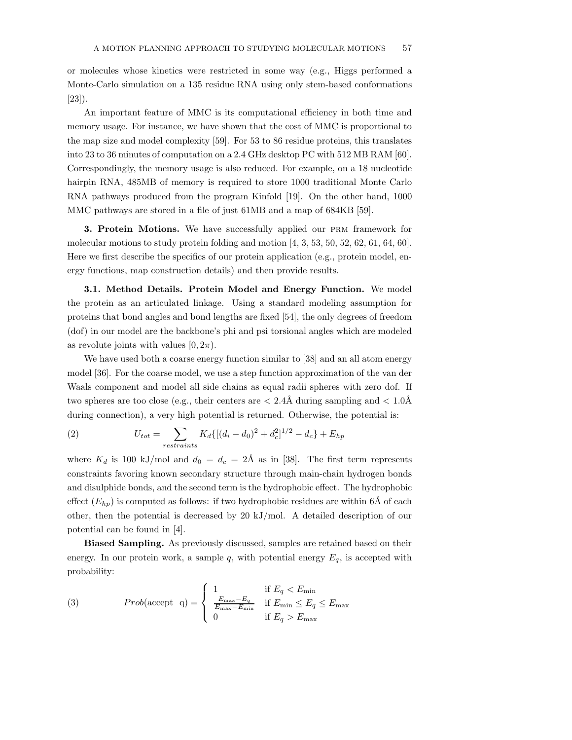or molecules whose kinetics were restricted in some way (e.g., Higgs performed a Monte-Carlo simulation on a 135 residue RNA using only stem-based conformations [23]).

An important feature of MMC is its computational efficiency in both time and memory usage. For instance, we have shown that the cost of MMC is proportional to the map size and model complexity [59]. For 53 to 86 residue proteins, this translates into 23 to 36 minutes of computation on a 2.4 GHz desktop PC with 512 MB RAM [60]. Correspondingly, the memory usage is also reduced. For example, on a 18 nucleotide hairpin RNA, 485MB of memory is required to store 1000 traditional Monte Carlo RNA pathways produced from the program Kinfold [19]. On the other hand, 1000 MMC pathways are stored in a file of just 61MB and a map of 684KB [59].

**3. Protein Motions.** We have successfully applied our PRM framework for molecular motions to study protein folding and motion [4, 3, 53, 50, 52, 62, 61, 64, 60]. Here we first describe the specifics of our protein application (e.g., protein model, energy functions, map construction details) and then provide results.

**3.1. Method Details. Protein Model and Energy Function.** We model the protein as an articulated linkage. Using a standard modeling assumption for proteins that bond angles and bond lengths are fixed [54], the only degrees of freedom (dof) in our model are the backbone's phi and psi torsional angles which are modeled as revolute joints with values $[0, 2\pi)$.

We have used both a coarse energy function similar to [38] and an all atom energy model [36]. For the coarse model, we use a step function approximation of the van der Waals component and model all side chains as equal radii spheres with zero dof. If two spheres are too close (e.g., their centers are $< 2.4$Å during sampling and $< 1.0$Å during connection), a very high potential is returned. Otherwise, the potential is:

$$U_{tot} = \sum_{restraints} K_d \{[(d_i - d_0)^2 + d_c^2]^{1/2} - d_c\} + E_{hp} \tag{2}$$

where $K_d$ is 100 kJ/mol and $d_0 = d_c = 2$Å as in [38]. The first term represents constraints favoring known secondary structure through main-chain hydrogen bonds and disulphide bonds, and the second term is the hydrophobic effect. The hydrophobic effect ($E_{hp}$) is computed as follows: if two hydrophobic residues are within 6Å of each other, then the potential is decreased by 20 kJ/mol. A detailed description of our potential can be found in [4].

**Biased Sampling.** As previously discussed, samples are retained based on their energy. In our protein work, a sample $q$, with potential energy $E_q$, is accepted with probability:

$$Prob(\text{accept q}) = \begin{cases} 1 & \text{if } E_q < E_{\min} \\ \frac{E_{\max} - E_q}{E_{\max} - E_{\min}} & \text{if } E_{\min} \le E_q \le E_{\max} \\ 0 & \text{if } E_q > E_{\max} \end{cases} \tag{3}$$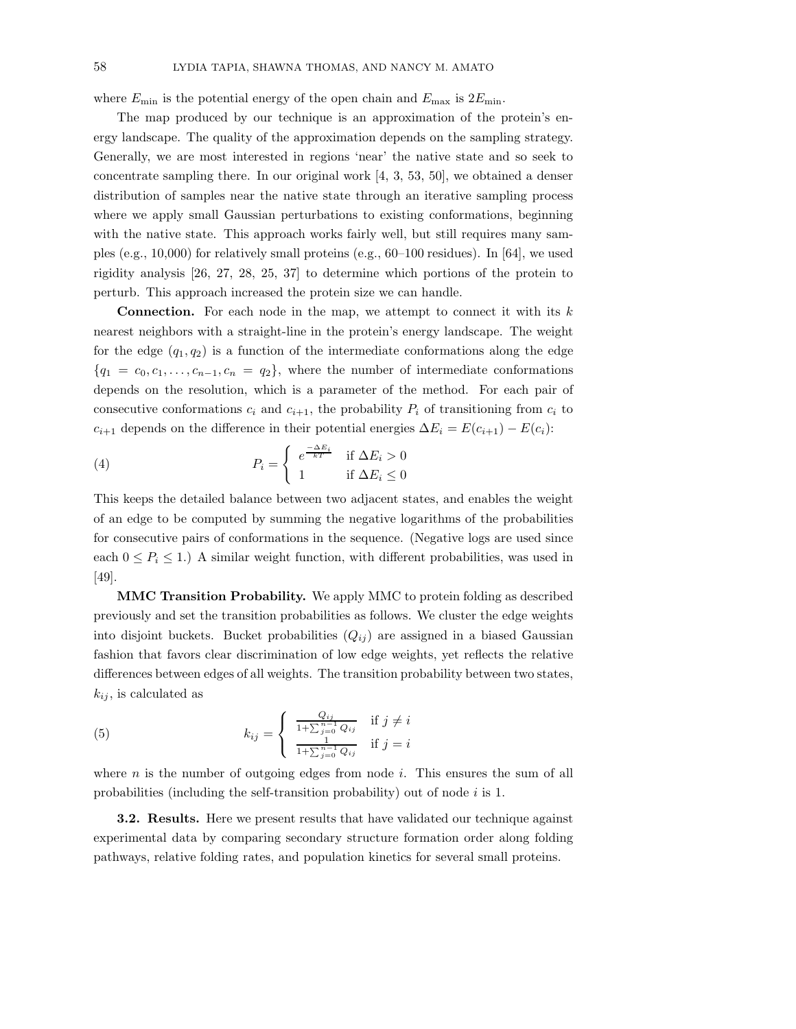where $E_{\min}$ is the potential energy of the open chain and $E_{\max}$ is $2E_{\min}$.

The map produced by our technique is an approximation of the protein's energy landscape. The quality of the approximation depends on the sampling strategy. Generally, we are most interested in regions 'near' the native state and so seek to concentrate sampling there. In our original work [4, 3, 53, 50], we obtained a denser distribution of samples near the native state through an iterative sampling process where we apply small Gaussian perturbations to existing conformations, beginning with the native state. This approach works fairly well, but still requires many samples (e.g., 10,000) for relatively small proteins (e.g., 60–100 residues). In [64], we used rigidity analysis [26, 27, 28, 25, 37] to determine which portions of the protein to perturb. This approach increased the protein size we can handle.

**Connection.** For each node in the map, we attempt to connect it with its $k$ nearest neighbors with a straight-line in the protein's energy landscape. The weight for the edge $(q_1, q_2)$ is a function of the intermediate conformations along the edge $\{q_1 = c_0, c_1, \ldots, c_{n-1}, c_n = q_2\}$, where the number of intermediate conformations depends on the resolution, which is a parameter of the method. For each pair of consecutive conformations $c_i$ and $c_{i+1}$, the probability $P_i$ of transitioning from $c_i$ to $c_{i+1}$ depends on the difference in their potential energies $\Delta E_i = E(c_{i+1}) - E(c_i)$:

$$P_i = \begin{cases} e^{\frac{-\Delta E_i}{kT}} & \text{if } \Delta E_i > 0 \\ 1 & \text{if } \Delta E_i \leq 0 \end{cases} \tag{4}$$

This keeps the detailed balance between two adjacent states, and enables the weight of an edge to be computed by summing the negative logarithms of the probabilities for consecutive pairs of conformations in the sequence. (Negative logs are used since each $0 \leq P_i \leq 1$.) A similar weight function, with different probabilities, was used in [49].

**MMC Transition Probability.** We apply MMC to protein folding as described previously and set the transition probabilities as follows. We cluster the edge weights into disjoint buckets. Bucket probabilities ($Q_{ij}$) are assigned in a biased Gaussian fashion that favors clear discrimination of low edge weights, yet reflects the relative differences between edges of all weights. The transition probability between two states, $k_{ij}$, is calculated as

$$k_{ij} = \begin{cases} \frac{Q_{ij}}{1+\sum_{j=0}^{n-1} Q_{ij}} & \text{if } j \neq i \\ \frac{1}{1+\sum_{j=0}^{n-1} Q_{ij}} & \text{if } j = i \end{cases} \tag{5}$$

where $n$ is the number of outgoing edges from node $i$. This ensures the sum of all probabilities (including the self-transition probability) out of node $i$ is 1.

**3.2. Results.** Here we present results that have validated our technique against experimental data by comparing secondary structure formation order along folding pathways, relative folding rates, and population kinetics for several small proteins.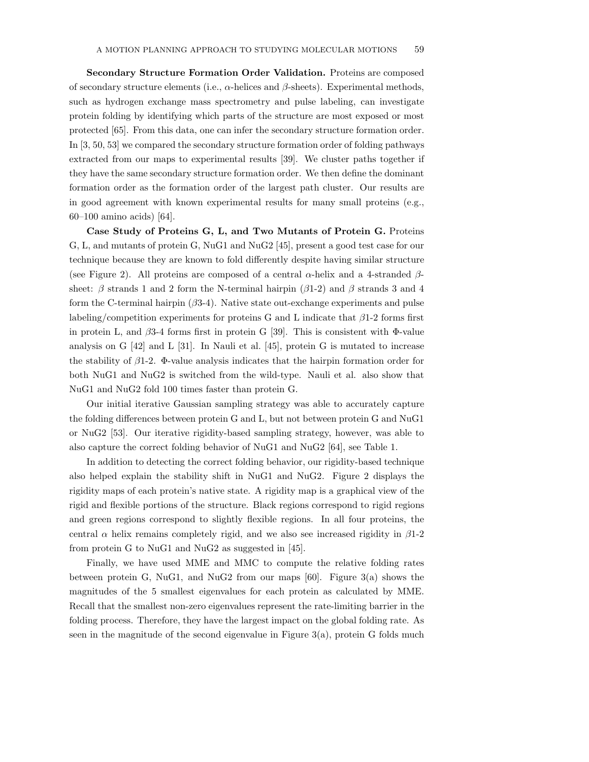**Secondary Structure Formation Order Validation.** Proteins are composed of secondary structure elements (i.e., $\alpha$-helices and $\beta$-sheets). Experimental methods, such as hydrogen exchange mass spectrometry and pulse labeling, can investigate protein folding by identifying which parts of the structure are most exposed or most protected [65]. From this data, one can infer the secondary structure formation order. In [3, 50, 53] we compared the secondary structure formation order of folding pathways extracted from our maps to experimental results [39]. We cluster paths together if they have the same secondary structure formation order. We then define the dominant formation order as the formation order of the largest path cluster. Our results are in good agreement with known experimental results for many small proteins (e.g., 60–100 amino acids) [64].

**Case Study of Proteins G, L, and Two Mutants of Protein G.** Proteins G, L, and mutants of protein G, NuG1 and NuG2 [45], present a good test case for our technique because they are known to fold differently despite having similar structure (see Figure 2). All proteins are composed of a central $\alpha$-helix and a 4-stranded $\beta$-sheet: $\beta$ strands 1 and 2 form the N-terminal hairpin ($\beta$1-2) and $\beta$ strands 3 and 4 form the C-terminal hairpin ($\beta$3-4). Native state out-exchange experiments and pulse labeling/competition experiments for proteins G and L indicate that $\beta$1-2 forms first in protein L, and $\beta$3-4 forms first in protein G [39]. This is consistent with $\Phi$-value analysis on G [42] and L [31]. In Nauli et al. [45], protein G is mutated to increase the stability of $\beta$1-2. $\Phi$-value analysis indicates that the hairpin formation order for both NuG1 and NuG2 is switched from the wild-type. Nauli et al. also show that NuG1 and NuG2 fold 100 times faster than protein G.

Our initial iterative Gaussian sampling strategy was able to accurately capture the folding differences between protein G and L, but not between protein G and NuG1 or NuG2 [53]. Our iterative rigidity-based sampling strategy, however, was able to also capture the correct folding behavior of NuG1 and NuG2 [64], see Table 1.

In addition to detecting the correct folding behavior, our rigidity-based technique also helped explain the stability shift in NuG1 and NuG2. Figure 2 displays the rigidity maps of each protein's native state. A rigidity map is a graphical view of the rigid and flexible portions of the structure. Black regions correspond to rigid regions and green regions correspond to slightly flexible regions. In all four proteins, the central $\alpha$ helix remains completely rigid, and we also see increased rigidity in $\beta$1-2 from protein G to NuG1 and NuG2 as suggested in [45].

Finally, we have used MME and MMC to compute the relative folding rates between protein G, NuG1, and NuG2 from our maps [60]. Figure 3(a) shows the magnitudes of the 5 smallest eigenvalues for each protein as calculated by MME. Recall that the smallest non-zero eigenvalues represent the rate-limiting barrier in the folding process. Therefore, they have the largest impact on the global folding rate. As seen in the magnitude of the second eigenvalue in Figure 3(a), protein G folds much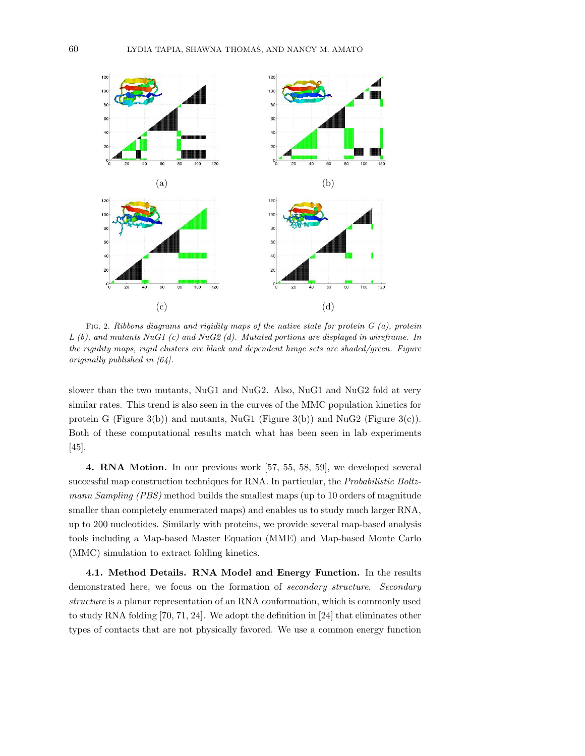FIG. 2. *Ribbons diagrams and rigidity maps of the native state for protein G (a), protein L (b), and mutants NuG1 (c) and NuG2 (d). Mutated portions are displayed in wireframe. In the rigidity maps, rigid clusters are black and dependent hinge sets are shaded/green. Figure originally published in [64].*

slower than the two mutants, NuG1 and NuG2. Also, NuG1 and NuG2 fold at very similar rates. This trend is also seen in the curves of the MMC population kinetics for protein G (Figure 3(b)) and mutants, NuG1 (Figure 3(b)) and NuG2 (Figure 3(c)). Both of these computational results match what has been seen in lab experiments [45].

**4. RNA Motion.** In our previous work [57, 55, 58, 59], we developed several successful map construction techniques for RNA. In particular, the *Probabilistic Boltzmann Sampling (PBS)* method builds the smallest maps (up to 10 orders of magnitude smaller than completely enumerated maps) and enables us to study much larger RNA, up to 200 nucleotides. Similarly with proteins, we provide several map-based analysis tools including a Map-based Master Equation (MME) and Map-based Monte Carlo (MMC) simulation to extract folding kinetics.

**4.1. Method Details. RNA Model and Energy Function.** In the results demonstrated here, we focus on the formation of *secondary structure*. *Secondary structure* is a planar representation of an RNA conformation, which is commonly used to study RNA folding [70, 71, 24]. We adopt the definition in [24] that eliminates other types of contacts that are not physically favored. We use a common energy function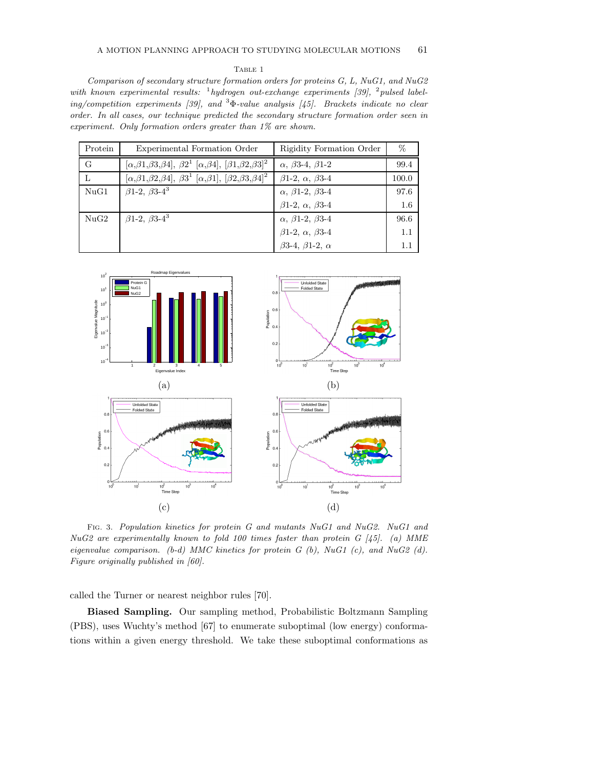Table 1

*Comparison of secondary structure formation orders for proteins G, L, NuG1, and NuG2 with known experimental results: [1]hydrogen out-exchange experiments [39], [2]pulsed labeling/competition experiments [39], and [3]Φ-value analysis [45]. Brackets indicate no clear order. In all cases, our technique predicted the secondary structure formation order seen in experiment. Only formation orders greater than 1% are shown.*

| Protein | Experimental Formation Order | Rigidity Formation Order | % |
|---|---|---|---|
| G | [$\alpha$,$\beta$1,$\beta$3,$\beta$4], $\beta$2[1] [$\alpha$,$\beta$4], [$\beta$1,$\beta$2,$\beta$3][2] | $\alpha$, $\beta$3-4, $\beta$1-2 | 99.4 |
| L | [$\alpha$,$\beta$1,$\beta$2,$\beta$4], $\beta$3[1] [$\alpha$,$\beta$1], [$\beta$2,$\beta$3,$\beta$4][2] | $\beta$1-2, $\alpha$, $\beta$3-4 | 100.0 |
| NuG1 | $\beta$1-2, $\beta$3-4[3] | $\alpha$, $\beta$1-2, $\beta$3-4 | 97.6 |
| | | $\beta$1-2, $\alpha$, $\beta$3-4 | 1.6 |
| NuG2 | $\beta$1-2, $\beta$3-4[3] | $\alpha$, $\beta$1-2, $\beta$3-4 | 96.6 |
| | | $\beta$1-2, $\alpha$, $\beta$3-4 | 1.1 |
| | | $\beta$3-4, $\beta$1-2, $\alpha$ | 1.1 |

(a) (b) (c) (d)

Fig. 3. *Population kinetics for protein G and mutants NuG1 and NuG2. NuG1 and NuG2 are experimentally known to fold 100 times faster than protein G [45]. (a) MME eigenvalue comparison. (b-d) MMC kinetics for protein G (b), NuG1 (c), and NuG2 (d). Figure originally published in [60].*

called the Turner or nearest neighbor rules [70].

**Biased Sampling.** Our sampling method, Probabilistic Boltzmann Sampling (PBS), uses Wuchty's method [67] to enumerate suboptimal (low energy) conformations within a given energy threshold. We take these suboptimal conformations as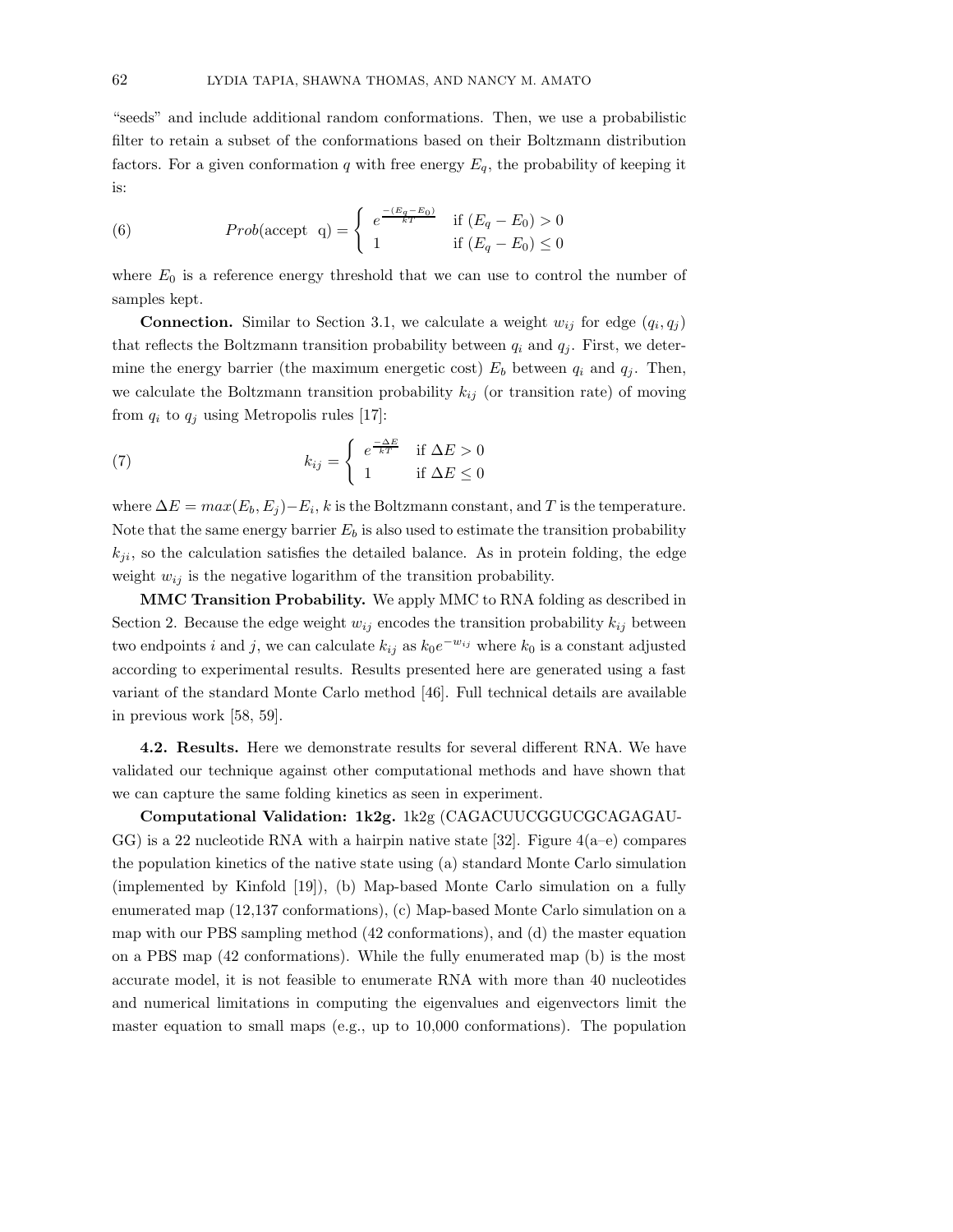"seeds" and include additional random conformations. Then, we use a probabilistic filter to retain a subset of the conformations based on their Boltzmann distribution factors. For a given conformation $q$ with free energy $E_q$, the probability of keeping it is:

$$Prob(\text{accept q}) = \begin{cases} e^{\frac{-(E_q - E_0)}{kT}} & \text{if } (E_q - E_0) > 0 \\ 1 & \text{if } (E_q - E_0) \leq 0 \end{cases} \tag{6}$$

where $E_0$ is a reference energy threshold that we can use to control the number of samples kept.

**Connection.** Similar to Section 3.1, we calculate a weight $w_{ij}$ for edge $(q_i, q_j)$ that reflects the Boltzmann transition probability between $q_i$ and $q_j$. First, we determine the energy barrier (the maximum energetic cost) $E_b$ between $q_i$ and $q_j$. Then, we calculate the Boltzmann transition probability $k_{ij}$ (or transition rate) of moving from $q_i$ to $q_j$ using Metropolis rules [17]:

$$k_{ij} = \begin{cases} e^{\frac{-\Delta E}{kT}} & \text{if } \Delta E > 0 \\ 1 & \text{if } \Delta E \leq 0 \end{cases} \tag{7}$$

where $\Delta E = max(E_b, E_j) - E_i$, $k$ is the Boltzmann constant, and $T$ is the temperature. Note that the same energy barrier $E_b$ is also used to estimate the transition probability $k_{ji}$, so the calculation satisfies the detailed balance. As in protein folding, the edge weight $w_{ij}$ is the negative logarithm of the transition probability.

**MMC Transition Probability.** We apply MMC to RNA folding as described in Section 2. Because the edge weight $w_{ij}$ encodes the transition probability $k_{ij}$ between two endpoints $i$ and $j$, we can calculate $k_{ij}$ as $k_0 e^{-w_{ij}}$ where $k_0$ is a constant adjusted according to experimental results. Results presented here are generated using a fast variant of the standard Monte Carlo method [46]. Full technical details are available in previous work [58, 59].

**4.2. Results.** Here we demonstrate results for several different RNA. We have validated our technique against other computational methods and have shown that we can capture the same folding kinetics as seen in experiment.

**Computational Validation: 1k2g.** 1k2g (CAGACUUCGGUCGCAGAGAUGG) is a 22 nucleotide RNA with a hairpin native state [32]. Figure 4(a–e) compares the population kinetics of the native state using (a) standard Monte Carlo simulation (implemented by Kinfold [19]), (b) Map-based Monte Carlo simulation on a fully enumerated map (12,137 conformations), (c) Map-based Monte Carlo simulation on a map with our PBS sampling method (42 conformations), and (d) the master equation on a PBS map (42 conformations). While the fully enumerated map (b) is the most accurate model, it is not feasible to enumerate RNA with more than 40 nucleotides and numerical limitations in computing the eigenvalues and eigenvectors limit the master equation to small maps (e.g., up to 10,000 conformations). The population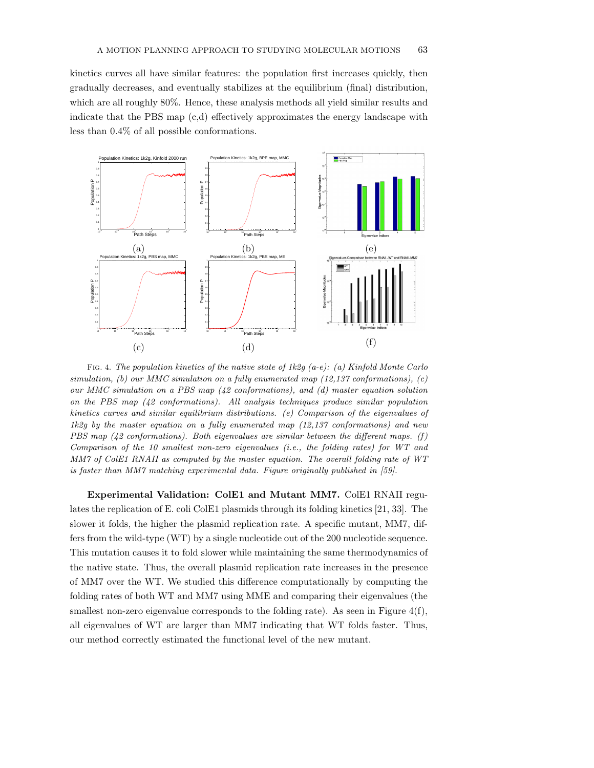kinetics curves all have similar features: the population first increases quickly, then gradually decreases, and eventually stabilizes at the equilibrium (final) distribution, which are all roughly 80%. Hence, these analysis methods all yield similar results and indicate that the PBS map (c,d) effectively approximates the energy landscape with less than 0.4% of all possible conformations.

Fig. 4. *The population kinetics of the native state of 1k2g (a-e): (a) Kinfold Monte Carlo simulation, (b) our MMC simulation on a fully enumerated map (12,137 conformations), (c) our MMC simulation on a PBS map (42 conformations), and (d) master equation solution on the PBS map (42 conformations). All analysis techniques produce similar population kinetics curves and similar equilibrium distributions. (e) Comparison of the eigenvalues of 1k2g by the master equation on a fully enumerated map (12,137 conformations) and new PBS map (42 conformations). Both eigenvalues are similar between the different maps. (f) Comparison of the 10 smallest non-zero eigenvalues (i.e., the folding rates) for WT and MM7 of ColE1 RNAII as computed by the master equation. The overall folding rate of WT is faster than MM7 matching experimental data. Figure originally published in [59].*

**Experimental Validation: ColE1 and Mutant MM7.** ColE1 RNAII regulates the replication of E. coli ColE1 plasmids through its folding kinetics [21, 33]. The slower it folds, the higher the plasmid replication rate. A specific mutant, MM7, differs from the wild-type (WT) by a single nucleotide out of the 200 nucleotide sequence. This mutation causes it to fold slower while maintaining the same thermodynamics of the native state. Thus, the overall plasmid replication rate increases in the presence of MM7 over the WT. We studied this difference computationally by computing the folding rates of both WT and MM7 using MME and comparing their eigenvalues (the smallest non-zero eigenvalue corresponds to the folding rate). As seen in Figure 4(f), all eigenvalues of WT are larger than MM7 indicating that WT folds faster. Thus, our method correctly estimated the functional level of the new mutant.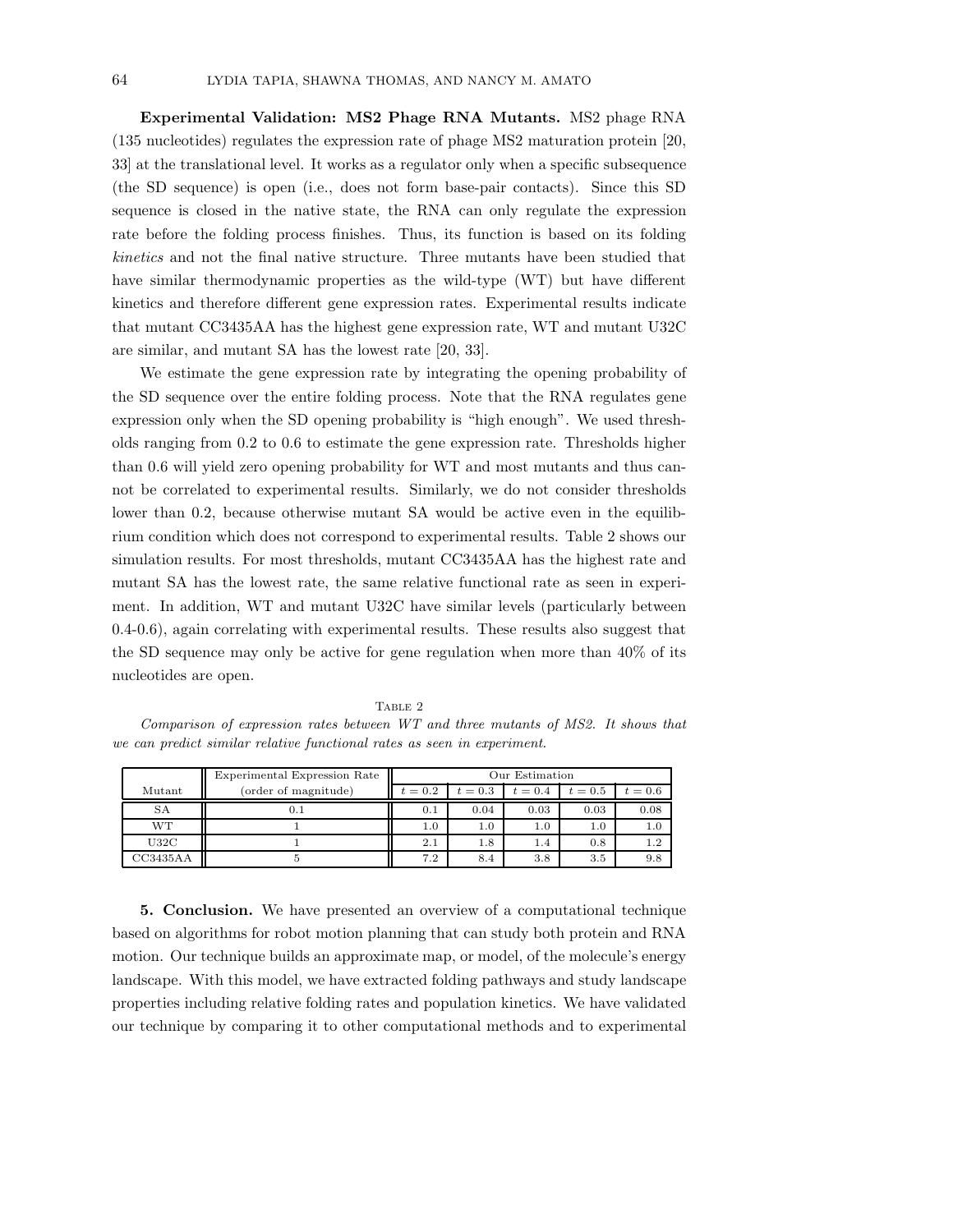**Experimental Validation: MS2 Phage RNA Mutants.** MS2 phage RNA (135 nucleotides) regulates the expression rate of phage MS2 maturation protein [20, 33] at the translational level. It works as a regulator only when a specific subsequence (the SD sequence) is open (i.e., does not form base-pair contacts). Since this SD sequence is closed in the native state, the RNA can only regulate the expression rate before the folding process finishes. Thus, its function is based on its folding *kinetics* and not the final native structure. Three mutants have been studied that have similar thermodynamic properties as the wild-type (WT) but have different kinetics and therefore different gene expression rates. Experimental results indicate that mutant CC3435AA has the highest gene expression rate, WT and mutant U32C are similar, and mutant SA has the lowest rate [20, 33].

We estimate the gene expression rate by integrating the opening probability of the SD sequence over the entire folding process. Note that the RNA regulates gene expression only when the SD opening probability is "high enough". We used thresholds ranging from 0.2 to 0.6 to estimate the gene expression rate. Thresholds higher than 0.6 will yield zero opening probability for WT and most mutants and thus cannot be correlated to experimental results. Similarly, we do not consider thresholds lower than 0.2, because otherwise mutant SA would be active even in the equilibrium condition which does not correspond to experimental results. Table 2 shows our simulation results. For most thresholds, mutant CC3435AA has the highest rate and mutant SA has the lowest rate, the same relative functional rate as seen in experiment. In addition, WT and mutant U32C have similar levels (particularly between 0.4-0.6), again correlating with experimental results. These results also suggest that the SD sequence may only be active for gene regulation when more than 40% of its nucleotides are open.

Table 2

*Comparison of expression rates between WT and three mutants of MS2. It shows that we can predict similar relative functional rates as seen in experiment.*

| Mutant | Experimental Expression Rate (order of magnitude) | Our Estimation | | | | |
|---|---|---|---|---|---|---|
| | | $t = 0.2$ | $t = 0.3$ | $t = 0.4$ | $t = 0.5$ | $t = 0.6$ |
| SA | 0.1 | 0.1 | 0.04 | 0.03 | 0.03 | 0.08 |
| WT | 1 | 1.0 | 1.0 | 1.0 | 1.0 | 1.0 |
| U32C | 1 | 2.1 | 1.8 | 1.4 | 0.8 | 1.2 |
| CC3435AA | 5 | 7.2 | 8.4 | 3.8 | 3.5 | 9.8 |

**5. Conclusion.** We have presented an overview of a computational technique based on algorithms for robot motion planning that can study both protein and RNA motion. Our technique builds an approximate map, or model, of the molecule's energy landscape. With this model, we have extracted folding pathways and study landscape properties including relative folding rates and population kinetics. We have validated our technique by comparing it to other computational methods and to experimental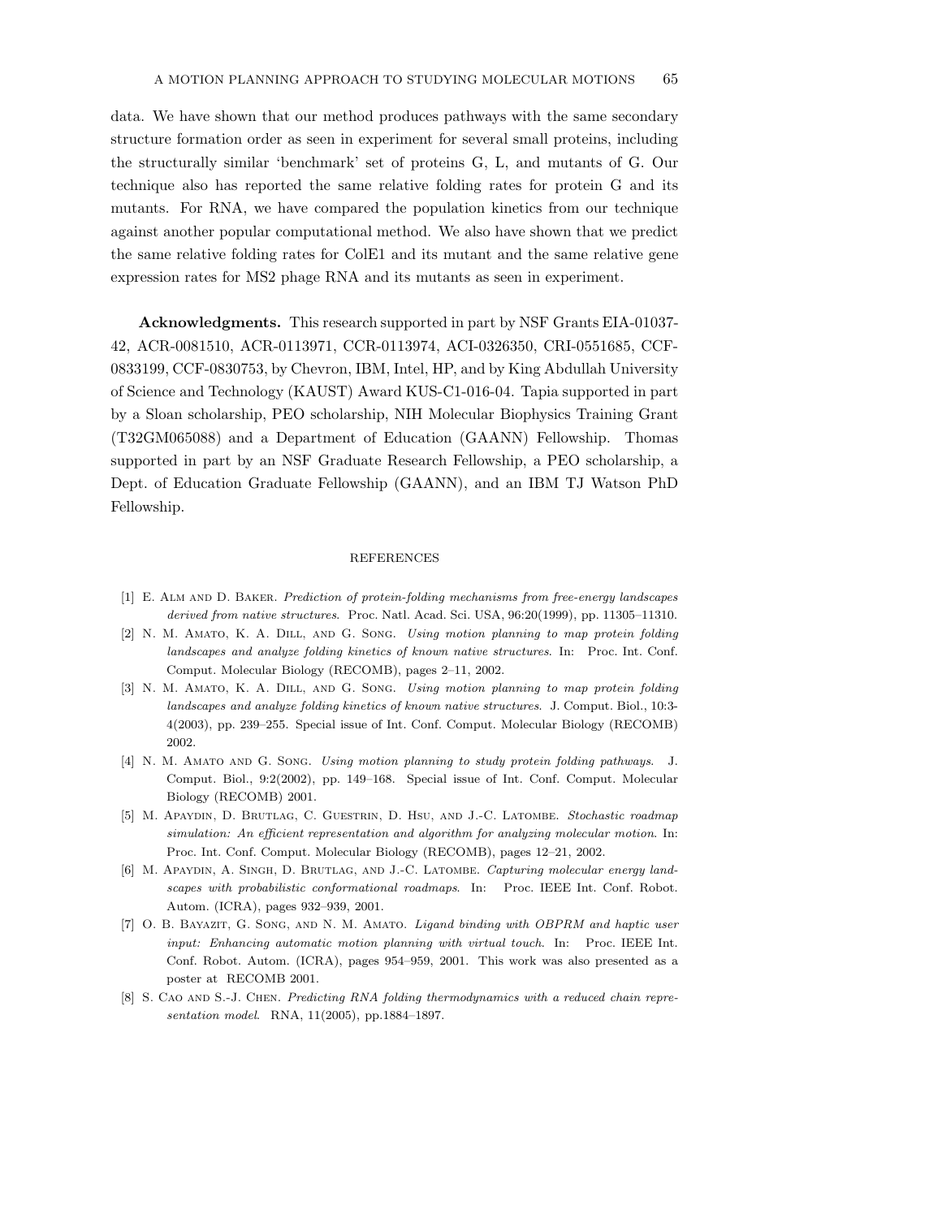data. We have shown that our method produces pathways with the same secondary structure formation order as seen in experiment for several small proteins, including the structurally similar 'benchmark' set of proteins G, L, and mutants of G. Our technique also has reported the same relative folding rates for protein G and its mutants. For RNA, we have compared the population kinetics from our technique against another popular computational method. We also have shown that we predict the same relative folding rates for ColE1 and its mutant and the same relative gene expression rates for MS2 phage RNA and its mutants as seen in experiment.

**Acknowledgments.** This research supported in part by NSF Grants EIA-01037-42, ACR-0081510, ACR-0113971, CCR-0113974, ACI-0326350, CRI-0551685, CCF-0833199, CCF-0830753, by Chevron, IBM, Intel, HP, and by King Abdullah University of Science and Technology (KAUST) Award KUS-C1-016-04. Tapia supported in part by a Sloan scholarship, PEO scholarship, NIH Molecular Biophysics Training Grant (T32GM065088) and a Department of Education (GAANN) Fellowship. Thomas supported in part by an NSF Graduate Research Fellowship, a PEO scholarship, a Dept. of Education Graduate Fellowship (GAANN), and an IBM TJ Watson PhD Fellowship.

## REFERENCES

[1] E. Alm and D. Baker. *Prediction of protein-folding mechanisms from free-energy landscapes derived from native structures*. Proc. Natl. Acad. Sci. USA, 96:20(1999), pp. 11305–11310.

[2] N. M. Amato, K. A. Dill, and G. Song. *Using motion planning to map protein folding landscapes and analyze folding kinetics of known native structures*. In: Proc. Int. Conf. Comput. Molecular Biology (RECOMB), pages 2–11, 2002.

[3] N. M. Amato, K. A. Dill, and G. Song. *Using motion planning to map protein folding landscapes and analyze folding kinetics of known native structures*. J. Comput. Biol., 10:3-4(2003), pp. 239–255. Special issue of Int. Conf. Comput. Molecular Biology (RECOMB) 2002.

[4] N. M. Amato and G. Song. *Using motion planning to study protein folding pathways*. J. Comput. Biol., 9:2(2002), pp. 149–168. Special issue of Int. Conf. Comput. Molecular Biology (RECOMB) 2001.

[5] M. Apaydin, D. Brutlag, C. Guestrin, D. Hsu, and J.-C. Latombe. *Stochastic roadmap simulation: An efficient representation and algorithm for analyzing molecular motion*. In: Proc. Int. Conf. Comput. Molecular Biology (RECOMB), pages 12–21, 2002.

[6] M. Apaydin, A. Singh, D. Brutlag, and J.-C. Latombe. *Capturing molecular energy landscapes with probabilistic conformational roadmaps*. In: Proc. IEEE Int. Conf. Robot. Autom. (ICRA), pages 932–939, 2001.

[7] O. B. Bayazit, G. Song, and N. M. Amato. *Ligand binding with OBPRM and haptic user input: Enhancing automatic motion planning with virtual touch*. In: Proc. IEEE Int. Conf. Robot. Autom. (ICRA), pages 954–959, 2001. This work was also presented as a poster at RECOMB 2001.

[8] S. Cao and S.-J. Chen. *Predicting RNA folding thermodynamics with a reduced chain representation model*. RNA, 11(2005), pp.1884–1897.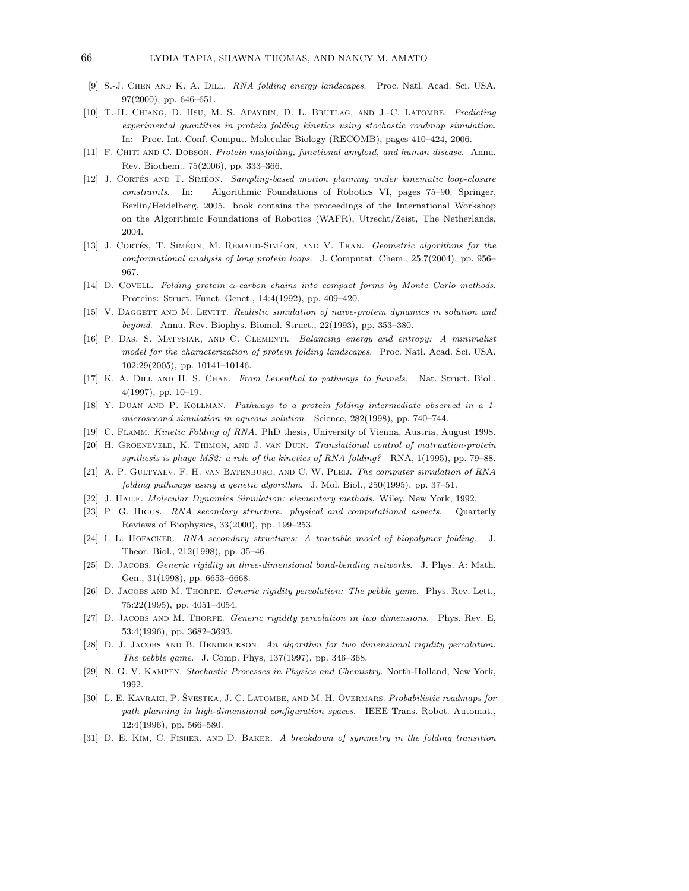[9] S.-J. Chen and K. A. Dill. *RNA folding energy landscapes*. Proc. Natl. Acad. Sci. USA, 97(2000), pp. 646–651.

[10] T.-H. Chiang, D. Hsu, M. S. Apaydin, D. L. Brutlag, and J.-C. Latombe. *Predicting experimental quantities in protein folding kinetics using stochastic roadmap simulation*. In: Proc. Int. Conf. Comput. Molecular Biology (RECOMB), pages 410–424, 2006.

[11] F. Chiti and C. Dobson. *Protein misfolding, functional amyloid, and human disease*. Annu. Rev. Biochem., 75(2006), pp. 333–366.

[12] J. Cortés and T. Siméon. *Sampling-based motion planning under kinematic loop-closure constraints*. In: Algorithmic Foundations of Robotics VI, pages 75–90. Springer, Berlin/Heidelberg, 2005. book contains the proceedings of the International Workshop on the Algorithmic Foundations of Robotics (WAFR), Utrecht/Zeist, The Netherlands, 2004.

[13] J. Cortés, T. Siméon, M. Remaud-Siméon, and V. Tran. *Geometric algorithms for the conformational analysis of long protein loops*. J. Computat. Chem., 25:7(2004), pp. 956–967.

[14] D. Covell. *Folding protein $\alpha$-carbon chains into compact forms by Monte Carlo methods*. Proteins: Struct. Funct. Genet., 14:4(1992), pp. 409–420.

[15] V. Daggett and M. Levitt. *Realistic simulation of naive-protein dynamics in solution and beyond*. Annu. Rev. Biophys. Biomol. Struct., 22(1993), pp. 353–380.

[16] P. Das, S. Matysiak, and C. Clementi. *Balancing energy and entropy: A minimalist model for the characterization of protein folding landscapes*. Proc. Natl. Acad. Sci. USA, 102:29(2005), pp. 10141–10146.

[17] K. A. Dill and H. S. Chan. *From Leventhal to pathways to funnels*. Nat. Struct. Biol., 4(1997), pp. 10–19.

[18] Y. Duan and P. Kollman. *Pathways to a protein folding intermediate observed in a 1-microsecond simulation in aqueous solution*. Science, 282(1998), pp. 740–744.

[19] C. Flamm. *Kinetic Folding of RNA*. PhD thesis, University of Vienna, Austria, August 1998.

[20] H. Groeneveld, K. Thimon, and J. van Duin. *Translational control of matruation-protein synthesis is phage MS2: a role of the kinetics of RNA folding?* RNA, 1(1995), pp. 79–88.

[21] A. P. Gultyaev, F. H. van Batenburg, and C. W. Pleij. *The computer simulation of RNA folding pathways using a genetic algorithm*. J. Mol. Biol., 250(1995), pp. 37–51.

[22] J. Haile. *Molecular Dynamics Simulation: elementary methods*. Wiley, New York, 1992.

[23] P. G. Higgs. *RNA secondary structure: physical and computational aspects*. Quarterly Reviews of Biophysics, 33(2000), pp. 199–253.

[24] I. L. Hofacker. *RNA secondary structures: A tractable model of biopolymer folding*. J. Theor. Biol., 212(1998), pp. 35–46.

[25] D. Jacobs. *Generic rigidity in three-dimensional bond-bending networks*. J. Phys. A: Math. Gen., 31(1998), pp. 6653–6668.

[26] D. Jacobs and M. Thorpe. *Generic rigidity percolation: The pebble game*. Phys. Rev. Lett., 75:22(1995), pp. 4051–4054.

[27] D. Jacobs and M. Thorpe. *Generic rigidity percolation in two dimensions*. Phys. Rev. E, 53:4(1996), pp. 3682–3693.

[28] D. J. Jacobs and B. Hendrickson. *An algorithm for two dimensional rigidity percolation: The pebble game*. J. Comp. Phys, 137(1997), pp. 346–368.

[29] N. G. V. Kampen. *Stochastic Processes in Physics and Chemistry*. North-Holland, New York, 1992.

[30] L. E. Kavraki, P. Švestka, J. C. Latombe, and M. H. Overmars. *Probabilistic roadmaps for path planning in high-dimensional configuration spaces*. IEEE Trans. Robot. Automat., 12:4(1996), pp. 566–580.

[31] D. E. Kim, C. Fisher, and D. Baker. *A breakdown of symmetry in the folding transition*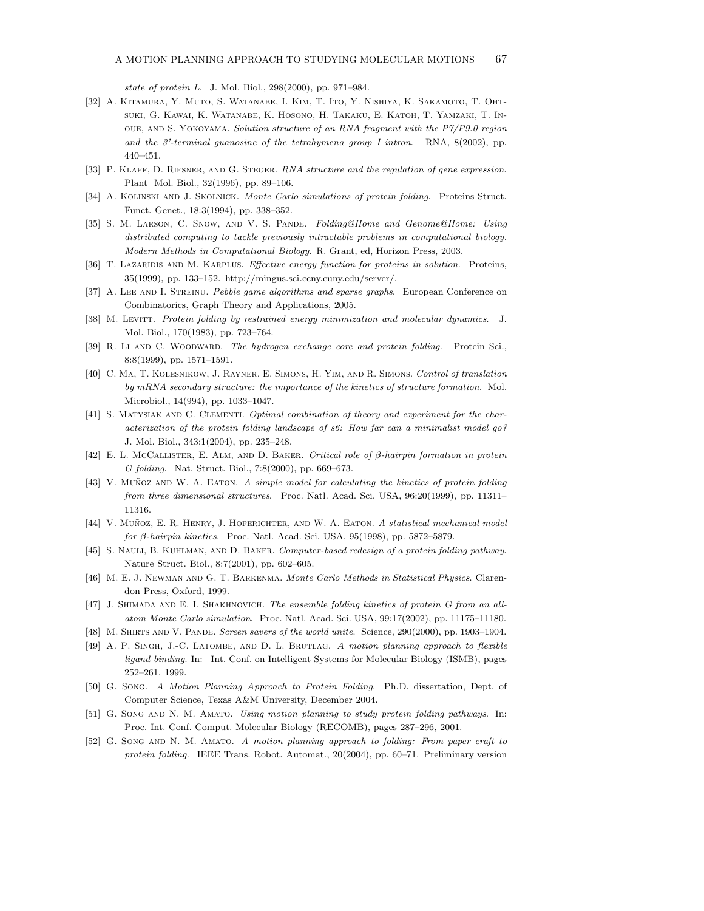*state of protein L*. J. Mol. Biol., 298(2000), pp. 971–984.

[32] A. Kitamura, Y. Muto, S. Watanabe, I. Kim, T. Ito, Y. Nishiya, K. Sakamoto, T. Ohtsuki, G. Kawai, K. Watanabe, K. Hosono, H. Takaku, E. Katoh, T. Yamzaki, T. Inoue, and S. Yokoyama. *Solution structure of an RNA fragment with the P7/P9.0 region and the 3'-terminal guanosine of the tetrahymena group I intron*. RNA, 8(2002), pp. 440–451.

[33] P. Klaff, D. Riesner, and G. Steger. *RNA structure and the regulation of gene expression*. Plant Mol. Biol., 32(1996), pp. 89–106.

[34] A. Kolinski and J. Skolnick. *Monte Carlo simulations of protein folding*. Proteins Struct. Funct. Genet., 18:3(1994), pp. 338–352.

[35] S. M. Larson, C. Snow, and V. S. Pande. *Folding@Home and Genome@Home: Using distributed computing to tackle previously intractable problems in computational biology*. *Modern Methods in Computational Biology*. R. Grant, ed, Horizon Press, 2003.

[36] T. Lazaridis and M. Karplus. *Effective energy function for proteins in solution*. Proteins, 35(1999), pp. 133–152. http://mingus.sci.ccny.cuny.edu/server/.

[37] A. Lee and I. Streinu. *Pebble game algorithms and sparse graphs*. European Conference on Combinatorics, Graph Theory and Applications, 2005.

[38] M. Levitt. *Protein folding by restrained energy minimization and molecular dynamics*. J. Mol. Biol., 170(1983), pp. 723–764.

[39] R. Li and C. Woodward. *The hydrogen exchange core and protein folding*. Protein Sci., 8:8(1999), pp. 1571–1591.

[40] C. Ma, T. Kolesnikow, J. Rayner, E. Simons, H. Yim, and R. Simons. *Control of translation by mRNA secondary structure: the importance of the kinetics of structure formation*. Mol. Microbiol., 14(994), pp. 1033–1047.

[41] S. Matysiak and C. Clementi. *Optimal combination of theory and experiment for the characterization of the protein folding landscape of s6: How far can a minimalist model go?* J. Mol. Biol., 343:1(2004), pp. 235–248.

[42] E. L. McCallister, E. Alm, and D. Baker. *Critical role of β-hairpin formation in protein G folding*. Nat. Struct. Biol., 7:8(2000), pp. 669–673.

[43] V. Muñoz and W. A. Eaton. *A simple model for calculating the kinetics of protein folding from three dimensional structures*. Proc. Natl. Acad. Sci. USA, 96:20(1999), pp. 11311–11316.

[44] V. Muñoz, E. R. Henry, J. Hoferichter, and W. A. Eaton. *A statistical mechanical model for β-hairpin kinetics*. Proc. Natl. Acad. Sci. USA, 95(1998), pp. 5872–5879.

[45] S. Nauli, B. Kuhlman, and D. Baker. *Computer-based redesign of a protein folding pathway*. Nature Struct. Biol., 8:7(2001), pp. 602–605.

[46] M. E. J. Newman and G. T. Barkenma. *Monte Carlo Methods in Statistical Physics*. Clarendon Press, Oxford, 1999.

[47] J. Shimada and E. I. Shakhnovich. *The ensemble folding kinetics of protein G from an all-atom Monte Carlo simulation*. Proc. Natl. Acad. Sci. USA, 99:17(2002), pp. 11175–11180.

[48] M. Shirts and V. Pande. *Screen savers of the world unite*. Science, 290(2000), pp. 1903–1904.

[49] A. P. Singh, J.-C. Latombe, and D. L. Brutlag. *A motion planning approach to flexible ligand binding*. In: Int. Conf. on Intelligent Systems for Molecular Biology (ISMB), pages 252–261, 1999.

[50] G. Song. *A Motion Planning Approach to Protein Folding*. Ph.D. dissertation, Dept. of Computer Science, Texas A&M University, December 2004.

[51] G. Song and N. M. Amato. *Using motion planning to study protein folding pathways*. In: Proc. Int. Conf. Comput. Molecular Biology (RECOMB), pages 287–296, 2001.

[52] G. Song and N. M. Amato. *A motion planning approach to folding: From paper craft to protein folding*. IEEE Trans. Robot. Automat., 20(2004), pp. 60–71. Preliminary version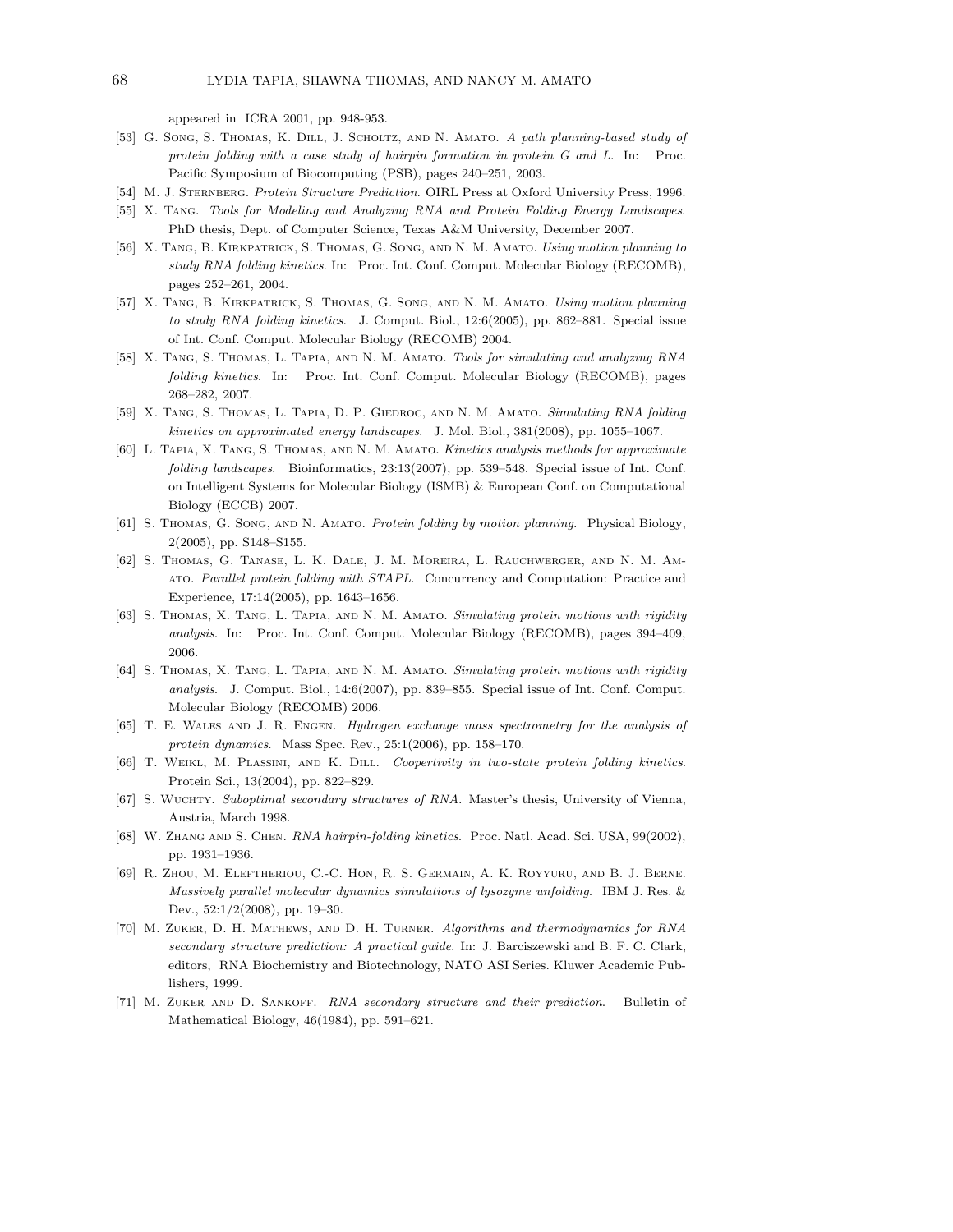appeared in ICRA 2001, pp. 948-953.

[53] G. Song, S. Thomas, K. Dill, J. Scholtz, and N. Amato. *A path planning-based study of protein folding with a case study of hairpin formation in protein G and L.* In: Proc. Pacific Symposium of Biocomputing (PSB), pages 240–251, 2003.

[54] M. J. Sternberg. *Protein Structure Prediction.* OIRL Press at Oxford University Press, 1996.

[55] X. Tang. *Tools for Modeling and Analyzing RNA and Protein Folding Energy Landscapes.* PhD thesis, Dept. of Computer Science, Texas A&M University, December 2007.

[56] X. Tang, B. Kirkpatrick, S. Thomas, G. Song, and N. M. Amato. *Using motion planning to study RNA folding kinetics.* In: Proc. Int. Conf. Comput. Molecular Biology (RECOMB), pages 252–261, 2004.

[57] X. Tang, B. Kirkpatrick, S. Thomas, G. Song, and N. M. Amato. *Using motion planning to study RNA folding kinetics.* J. Comput. Biol., 12:6(2005), pp. 862–881. Special issue of Int. Conf. Comput. Molecular Biology (RECOMB) 2004.

[58] X. Tang, S. Thomas, L. Tapia, and N. M. Amato. *Tools for simulating and analyzing RNA folding kinetics.* In: Proc. Int. Conf. Comput. Molecular Biology (RECOMB), pages 268–282, 2007.

[59] X. Tang, S. Thomas, L. Tapia, D. P. Giedroc, and N. M. Amato. *Simulating RNA folding kinetics on approximated energy landscapes.* J. Mol. Biol., 381(2008), pp. 1055–1067.

[60] L. Tapia, X. Tang, S. Thomas, and N. M. Amato. *Kinetics analysis methods for approximate folding landscapes.* Bioinformatics, 23:13(2007), pp. 539–548. Special issue of Int. Conf. on Intelligent Systems for Molecular Biology (ISMB) & European Conf. on Computational Biology (ECCB) 2007.

[61] S. Thomas, G. Song, and N. Amato. *Protein folding by motion planning.* Physical Biology, 2(2005), pp. S148–S155.

[62] S. Thomas, G. Tanase, L. K. Dale, J. M. Moreira, L. Rauchwerger, and N. M. Amato. *Parallel protein folding with STAPL.* Concurrency and Computation: Practice and Experience, 17:14(2005), pp. 1643–1656.

[63] S. Thomas, X. Tang, L. Tapia, and N. M. Amato. *Simulating protein motions with rigidity analysis.* In: Proc. Int. Conf. Comput. Molecular Biology (RECOMB), pages 394–409, 2006.

[64] S. Thomas, X. Tang, L. Tapia, and N. M. Amato. *Simulating protein motions with rigidity analysis.* J. Comput. Biol., 14:6(2007), pp. 839–855. Special issue of Int. Conf. Comput. Molecular Biology (RECOMB) 2006.

[65] T. E. Wales and J. R. Engen. *Hydrogen exchange mass spectrometry for the analysis of protein dynamics.* Mass Spec. Rev., 25:1(2006), pp. 158–170.

[66] T. Weikl, M. Plassini, and K. Dill. *Coopertivity in two-state protein folding kinetics.* Protein Sci., 13(2004), pp. 822–829.

[67] S. Wuchty. *Suboptimal secondary structures of RNA.* Master's thesis, University of Vienna, Austria, March 1998.

[68] W. Zhang and S. Chen. *RNA hairpin-folding kinetics.* Proc. Natl. Acad. Sci. USA, 99(2002), pp. 1931–1936.

[69] R. Zhou, M. Eleftheriou, C.-C. Hon, R. S. Germain, A. K. Royyuru, and B. J. Berne. *Massively parallel molecular dynamics simulations of lysozyme unfolding.* IBM J. Res. & Dev., 52:1/2(2008), pp. 19–30.

[70] M. Zuker, D. H. Mathews, and D. H. Turner. *Algorithms and thermodynamics for RNA secondary structure prediction: A practical guide.* In: J. Barciszewski and B. F. C. Clark, editors, RNA Biochemistry and Biotechnology, NATO ASI Series. Kluwer Academic Publishers, 1999.

[71] M. Zuker and D. Sankoff. *RNA secondary structure and their prediction.* Bulletin of Mathematical Biology, 46(1984), pp. 591–621.